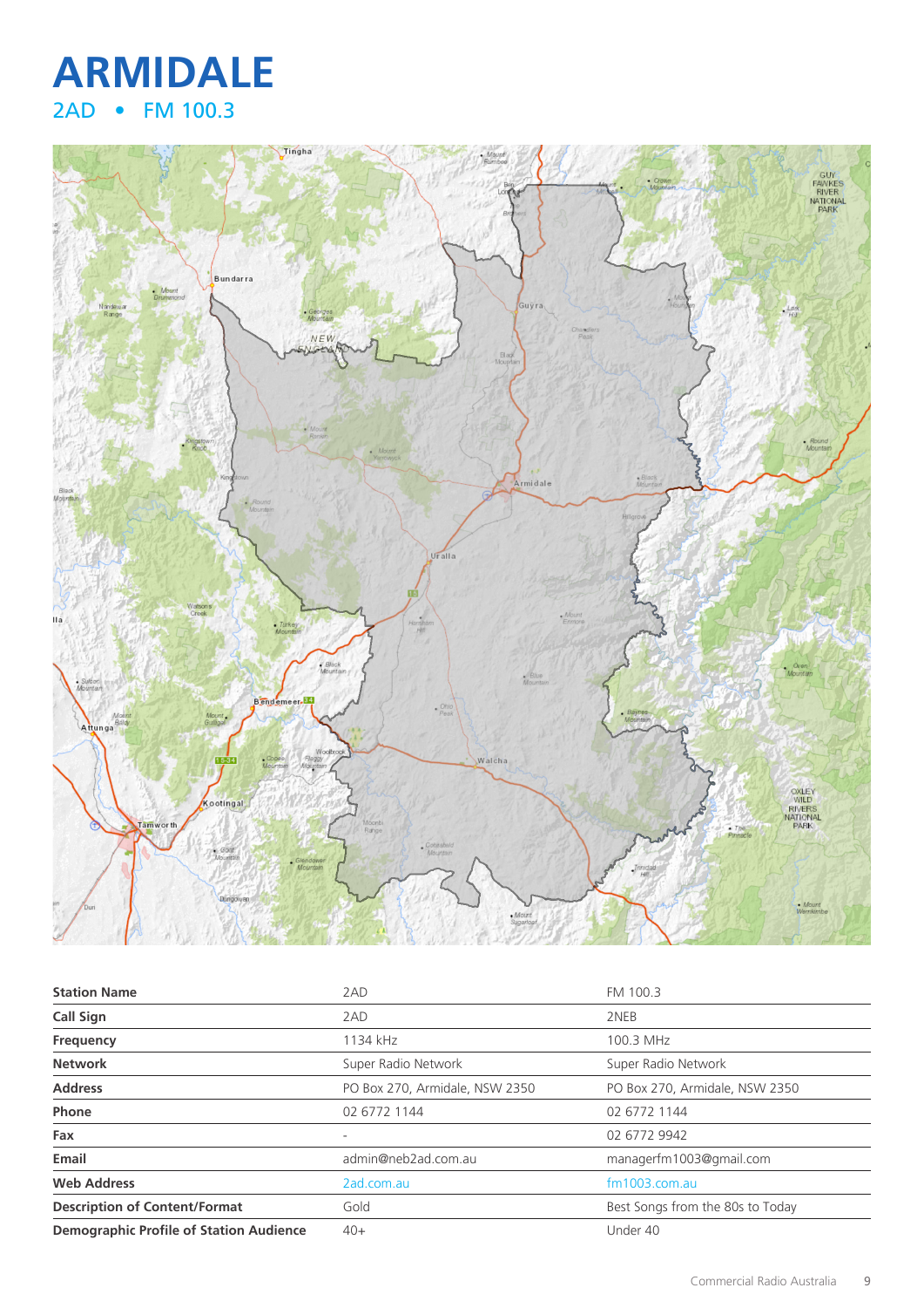# ARMIDALE

## 2AD • FM 100.3

| Station Name | 2AD | FM 100.3 |
|---|---|---|
| Call Sign | 2AD | 2NEB |
| Frequency | 1134 kHz | 100.3 MHz |
| Network | Super Radio Network | Super Radio Network |
| Address | PO Box 270, Armidale, NSW 2350 | PO Box 270, Armidale, NSW 2350 |
| Phone | 02 6772 1144 | 02 6772 1144 |
| Fax | - | 02 6772 9942 |
| Email | admin@neb2ad.com.au | managerfm1003@gmail.com |
| Web Address | 2ad.com.au | fm1003.com.au |
| Description of Content/Format | Gold | Best Songs from the 80s to Today |
| Demographic Profile of Station Audience | 40+ | Under 40 |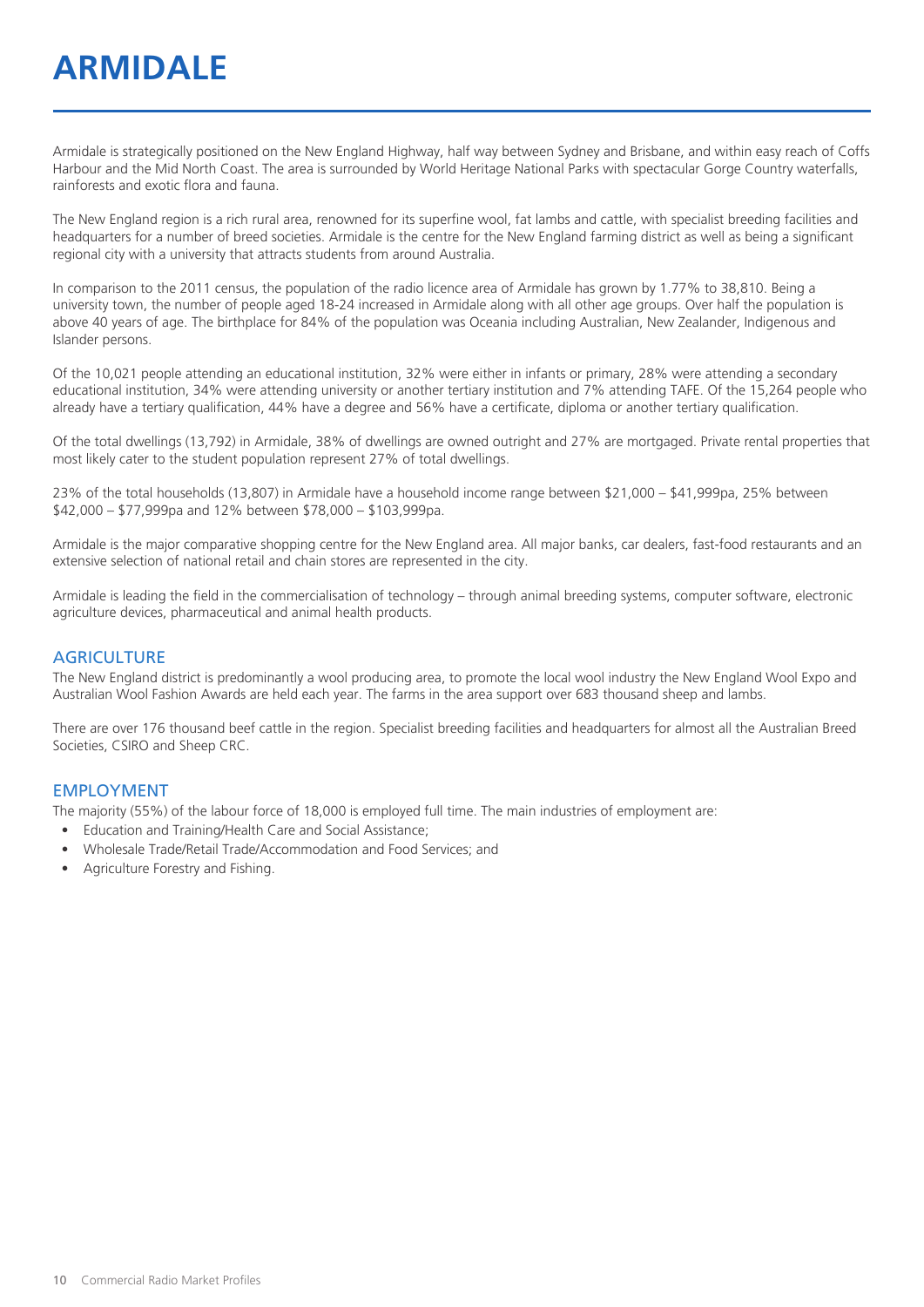# ARMIDALE

Armidale is strategically positioned on the New England Highway, half way between Sydney and Brisbane, and within easy reach of Coffs Harbour and the Mid North Coast. The area is surrounded by World Heritage National Parks with spectacular Gorge Country waterfalls, rainforests and exotic flora and fauna.

The New England region is a rich rural area, renowned for its superfine wool, fat lambs and cattle, with specialist breeding facilities and headquarters for a number of breed societies. Armidale is the centre for the New England farming district as well as being a significant regional city with a university that attracts students from around Australia.

In comparison to the 2011 census, the population of the radio licence area of Armidale has grown by 1.77% to 38,810. Being a university town, the number of people aged 18-24 increased in Armidale along with all other age groups. Over half the population is above 40 years of age. The birthplace for 84% of the population was Oceania including Australian, New Zealander, Indigenous and Islander persons.

Of the 10,021 people attending an educational institution, 32% were either in infants or primary, 28% were attending a secondary educational institution, 34% were attending university or another tertiary institution and 7% attending TAFE. Of the 15,264 people who already have a tertiary qualification, 44% have a degree and 56% have a certificate, diploma or another tertiary qualification.

Of the total dwellings (13,792) in Armidale, 38% of dwellings are owned outright and 27% are mortgaged. Private rental properties that most likely cater to the student population represent 27% of total dwellings.

23% of the total households (13,807) in Armidale have a household income range between $21,000 – $41,999pa, 25% between $42,000 – $77,999pa and 12% between $78,000 – $103,999pa.

Armidale is the major comparative shopping centre for the New England area. All major banks, car dealers, fast-food restaurants and an extensive selection of national retail and chain stores are represented in the city.

Armidale is leading the field in the commercialisation of technology – through animal breeding systems, computer software, electronic agriculture devices, pharmaceutical and animal health products.

## AGRICULTURE

The New England district is predominantly a wool producing area, to promote the local wool industry the New England Wool Expo and Australian Wool Fashion Awards are held each year. The farms in the area support over 683 thousand sheep and lambs.

There are over 176 thousand beef cattle in the region. Specialist breeding facilities and headquarters for almost all the Australian Breed Societies, CSIRO and Sheep CRC.

## EMPLOYMENT

The majority (55%) of the labour force of 18,000 is employed full time. The main industries of employment are:

- Education and Training/Health Care and Social Assistance;
- Wholesale Trade/Retail Trade/Accommodation and Food Services; and
- Agriculture Forestry and Fishing.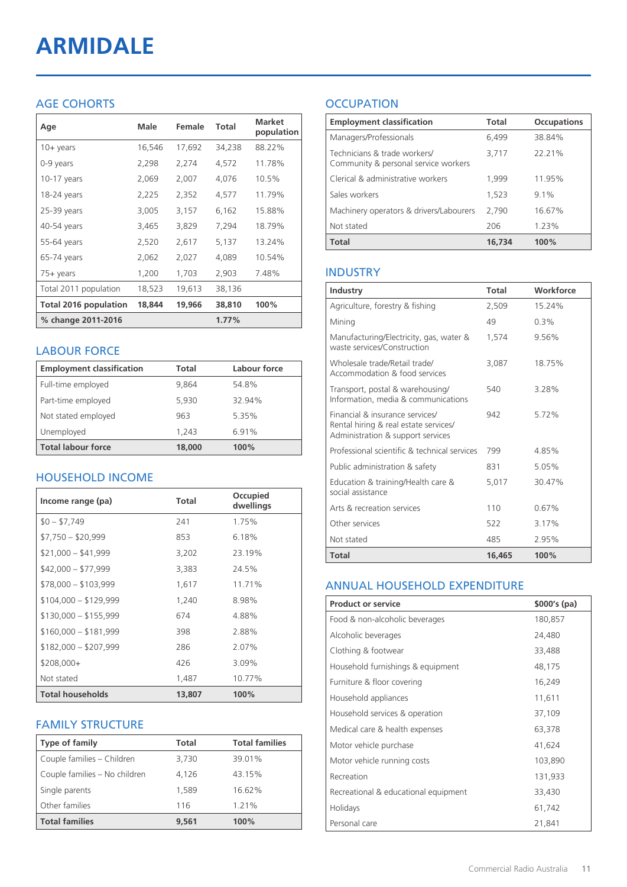# ARMIDALE

## AGE COHORTS

| Age | Male | Female | Total | Market population |
|---|---|---|---|---|
| 10+ years | 16,546 | 17,692 | 34,238 | 88.22% |
| 0-9 years | 2,298 | 2,274 | 4,572 | 11.78% |
| 10-17 years | 2,069 | 2,007 | 4,076 | 10.5% |
| 18-24 years | 2,225 | 2,352 | 4,577 | 11.79% |
| 25-39 years | 3,005 | 3,157 | 6,162 | 15.88% |
| 40-54 years | 3,465 | 3,829 | 7,294 | 18.79% |
| 55-64 years | 2,520 | 2,617 | 5,137 | 13.24% |
| 65-74 years | 2,062 | 2,027 | 4,089 | 10.54% |
| 75+ years | 1,200 | 1,703 | 2,903 | 7.48% |
| Total 2011 population | 18,523 | 19,613 | 38,136 | |
| **Total 2016 population** | **18,844** | **19,966** | **38,810** | **100%** |
| **% change 2011-2016** | | | **1.77%** | |

## LABOUR FORCE

| Employment classification | Total | Labour force |
|---|---|---|
| Full-time employed | 9,864 | 54.8% |
| Part-time employed | 5,930 | 32.94% |
| Not stated employed | 963 | 5.35% |
| Unemployed | 1,243 | 6.91% |
| **Total labour force** | **18,000** | **100%** |

## HOUSEHOLD INCOME

| Income range (pa) | Total | Occupied dwellings |
|---|---|---|
| $0 – $7,749 | 241 | 1.75% |
| $7,750 – $20,999 | 853 | 6.18% |
| $21,000 – $41,999 | 3,202 | 23.19% |
| $42,000 – $77,999 | 3,383 | 24.5% |
| $78,000 – $103,999 | 1,617 | 11.71% |
| $104,000 – $129,999 | 1,240 | 8.98% |
| $130,000 – $155,999 | 674 | 4.88% |
| $160,000 – $181,999 | 398 | 2.88% |
| $182,000 – $207,999 | 286 | 2.07% |
| $208,000+ | 426 | 3.09% |
| Not stated | 1,487 | 10.77% |
| **Total households** | **13,807** | **100%** |

## FAMILY STRUCTURE

| Type of family | Total | Total families |
|---|---|---|
| Couple families – Children | 3,730 | 39.01% |
| Couple families – No children | 4,126 | 43.15% |
| Single parents | 1,589 | 16.62% |
| Other families | 116 | 1.21% |
| **Total families** | **9,561** | **100%** |

## OCCUPATION

| Employment classification | Total | Occupations |
|---|---|---|
| Managers/Professionals | 6,499 | 38.84% |
| Technicians & trade workers/ Community & personal service workers | 3,717 | 22.21% |
| Clerical & administrative workers | 1,999 | 11.95% |
| Sales workers | 1,523 | 9.1% |
| Machinery operators & drivers/Labourers | 2,790 | 16.67% |
| Not stated | 206 | 1.23% |
| **Total** | **16,734** | **100%** |

## INDUSTRY

| Industry | Total | Workforce |
|---|---|---|
| Agriculture, forestry & fishing | 2,509 | 15.24% |
| Mining | 49 | 0.3% |
| Manufacturing/Electricity, gas, water & waste services/Construction | 1,574 | 9.56% |
| Wholesale trade/Retail trade/ Accommodation & food services | 3,087 | 18.75% |
| Transport, postal & warehousing/ Information, media & communications | 540 | 3.28% |
| Financial & insurance services/ Rental hiring & real estate services/ Administration & support services | 942 | 5.72% |
| Professional scientific & technical services | 799 | 4.85% |
| Public administration & safety | 831 | 5.05% |
| Education & training/Health care & social assistance | 5,017 | 30.47% |
| Arts & recreation services | 110 | 0.67% |
| Other services | 522 | 3.17% |
| Not stated | 485 | 2.95% |
| **Total** | **16,465** | **100%** |

## ANNUAL HOUSEHOLD EXPENDITURE

| Product or service | $000's (pa) |
|---|---|
| Food & non-alcoholic beverages | 180,857 |
| Alcoholic beverages | 24,480 |
| Clothing & footwear | 33,488 |
| Household furnishings & equipment | 48,175 |
| Furniture & floor covering | 16,249 |
| Household appliances | 11,611 |
| Household services & operation | 37,109 |
| Medical care & health expenses | 63,378 |
| Motor vehicle purchase | 41,624 |
| Motor vehicle running costs | 103,890 |
| Recreation | 131,933 |
| Recreational & educational equipment | 33,430 |
| Holidays | 61,742 |
| Personal care | 21,841 |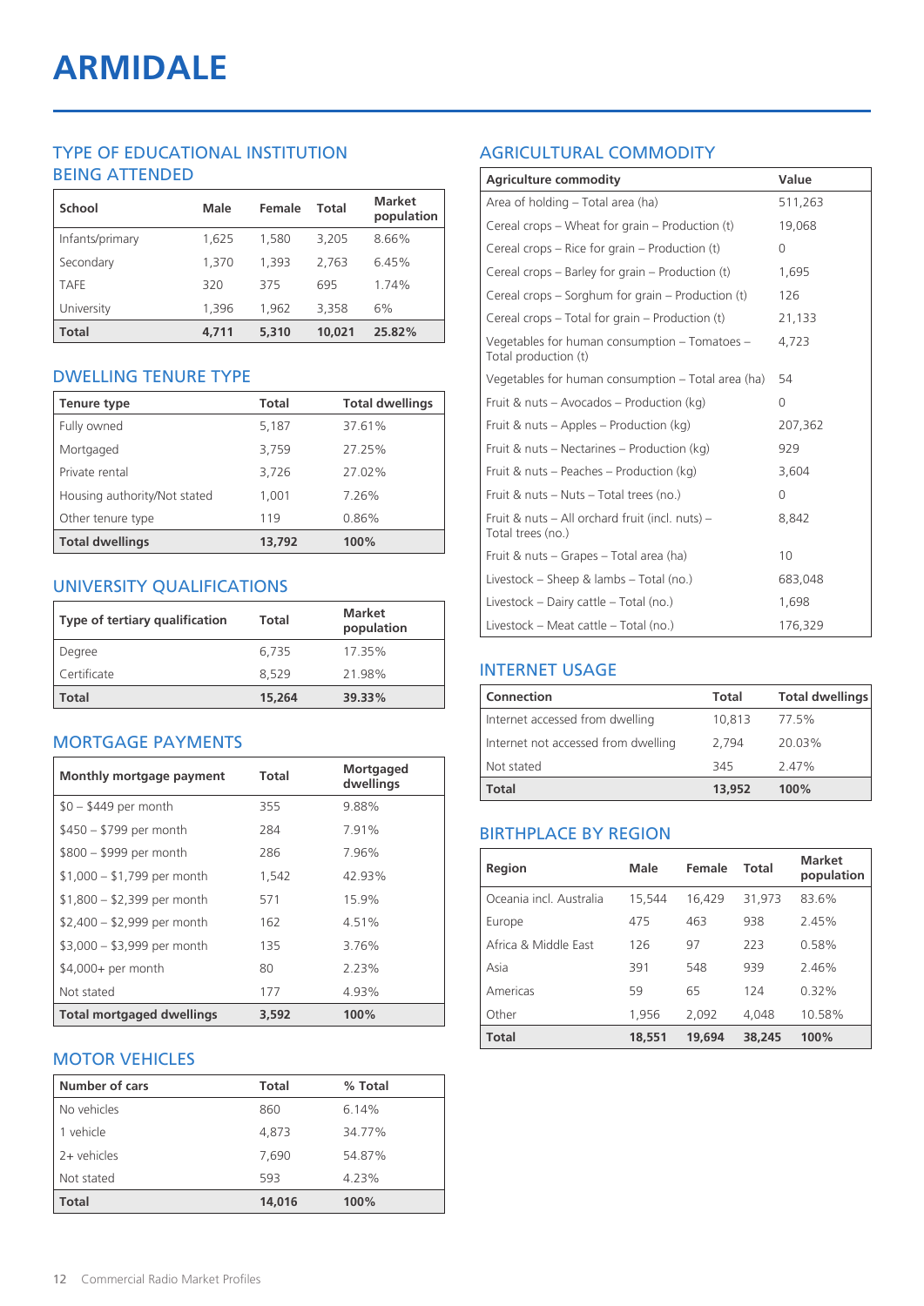# ARMIDALE

## TYPE OF EDUCATIONAL INSTITUTION BEING ATTENDED

| School | Male | Female | Total | Market population |
|---|---|---|---|---|
| Infants/primary | 1,625 | 1,580 | 3,205 | 8.66% |
| Secondary | 1,370 | 1,393 | 2,763 | 6.45% |
| TAFE | 320 | 375 | 695 | 1.74% |
| University | 1,396 | 1,962 | 3,358 | 6% |
| **Total** | **4,711** | **5,310** | **10,021** | **25.82%** |

## DWELLING TENURE TYPE

| Tenure type | Total | Total dwellings |
|---|---|---|
| Fully owned | 5,187 | 37.61% |
| Mortgaged | 3,759 | 27.25% |
| Private rental | 3,726 | 27.02% |
| Housing authority/Not stated | 1,001 | 7.26% |
| Other tenure type | 119 | 0.86% |
| **Total dwellings** | **13,792** | **100%** |

## UNIVERSITY QUALIFICATIONS

| Type of tertiary qualification | Total | Market population |
|---|---|---|
| Degree | 6,735 | 17.35% |
| Certificate | 8,529 | 21.98% |
| **Total** | **15,264** | **39.33%** |

## MORTGAGE PAYMENTS

| Monthly mortgage payment | Total | Mortgaged dwellings |
|---|---|---|
| $0 – $449 per month | 355 | 9.88% |
| $450 – $799 per month | 284 | 7.91% |
| $800 – $999 per month | 286 | 7.96% |
| $1,000 – $1,799 per month | 1,542 | 42.93% |
| $1,800 – $2,399 per month | 571 | 15.9% |
| $2,400 – $2,999 per month | 162 | 4.51% |
| $3,000 – $3,999 per month | 135 | 3.76% |
| $4,000+ per month | 80 | 2.23% |
| Not stated | 177 | 4.93% |
| **Total mortgaged dwellings** | **3,592** | **100%** |

## MOTOR VEHICLES

| Number of cars | Total | % Total |
|---|---|---|
| No vehicles | 860 | 6.14% |
| 1 vehicle | 4,873 | 34.77% |
| 2+ vehicles | 7,690 | 54.87% |
| Not stated | 593 | 4.23% |
| **Total** | **14,016** | **100%** |

## AGRICULTURAL COMMODITY

| Agriculture commodity | Value |
|---|---|
| Area of holding – Total area (ha) | 511,263 |
| Cereal crops – Wheat for grain – Production (t) | 19,068 |
| Cereal crops – Rice for grain – Production (t) | 0 |
| Cereal crops – Barley for grain – Production (t) | 1,695 |
| Cereal crops – Sorghum for grain – Production (t) | 126 |
| Cereal crops – Total for grain – Production (t) | 21,133 |
| Vegetables for human consumption – Tomatoes – Total production (t) | 4,723 |
| Vegetables for human consumption – Total area (ha) | 54 |
| Fruit & nuts – Avocados – Production (kg) | 0 |
| Fruit & nuts – Apples – Production (kg) | 207,362 |
| Fruit & nuts – Nectarines – Production (kg) | 929 |
| Fruit & nuts – Peaches – Production (kg) | 3,604 |
| Fruit & nuts – Nuts – Total trees (no.) | 0 |
| Fruit & nuts – All orchard fruit (incl. nuts) – Total trees (no.) | 8,842 |
| Fruit & nuts – Grapes – Total area (ha) | 10 |
| Livestock – Sheep & lambs – Total (no.) | 683,048 |
| Livestock – Dairy cattle – Total (no.) | 1,698 |
| Livestock – Meat cattle – Total (no.) | 176,329 |

## INTERNET USAGE

| Connection | Total | Total dwellings |
|---|---|---|
| Internet accessed from dwelling | 10,813 | 77.5% |
| Internet not accessed from dwelling | 2,794 | 20.03% |
| Not stated | 345 | 2.47% |
| **Total** | **13,952** | **100%** |

## BIRTHPLACE BY REGION

| Region | Male | Female | Total | Market population |
|---|---|---|---|---|
| Oceania incl. Australia | 15,544 | 16,429 | 31,973 | 83.6% |
| Europe | 475 | 463 | 938 | 2.45% |
| Africa & Middle East | 126 | 97 | 223 | 0.58% |
| Asia | 391 | 548 | 939 | 2.46% |
| Americas | 59 | 65 | 124 | 0.32% |
| Other | 1,956 | 2,092 | 4,048 | 10.58% |
| **Total** | **18,551** | **19,694** | **38,245** | **100%** |